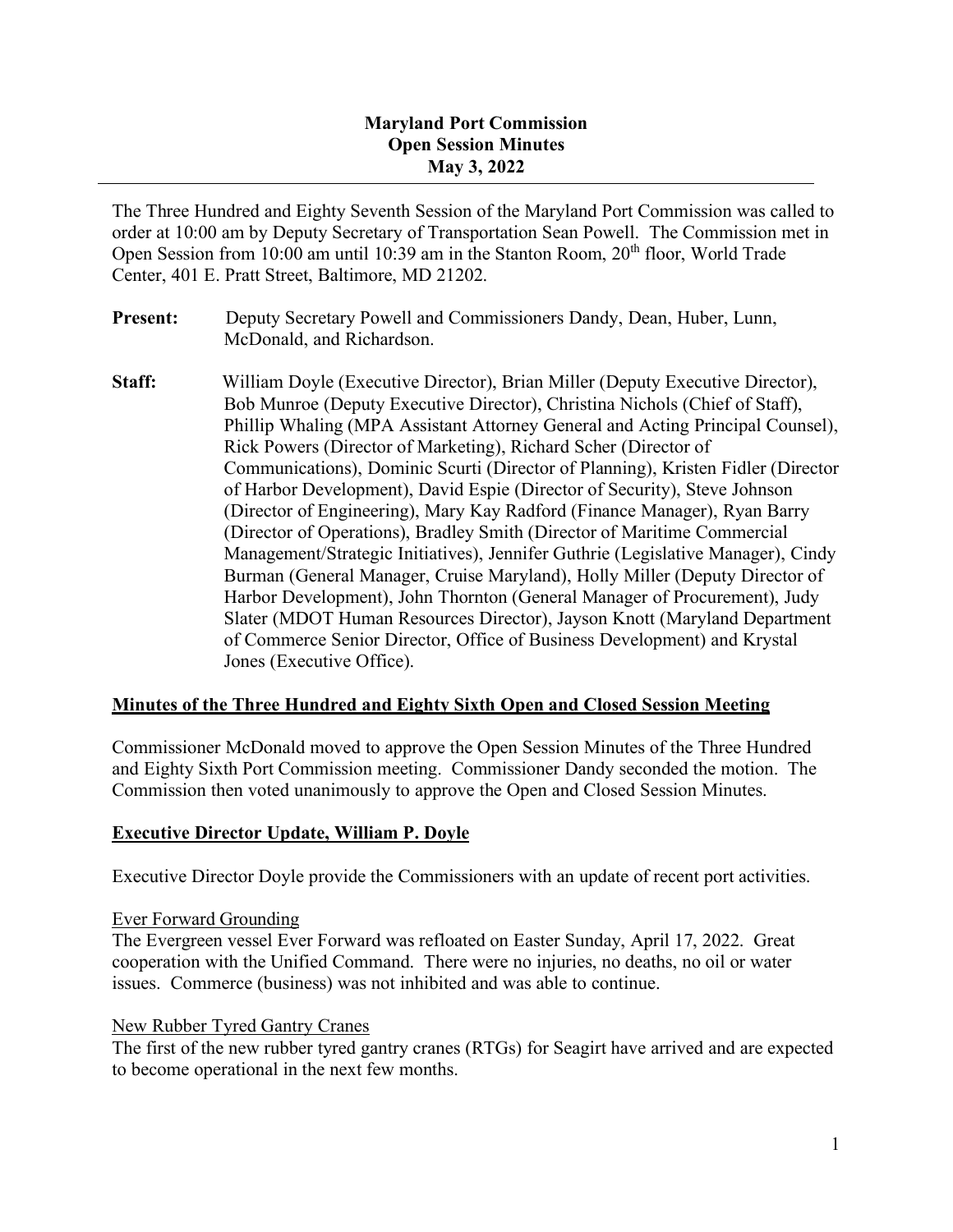**Maryland Port Commission**
**Open Session Minutes**
**May 3, 2022**

---

The Three Hundred and Eighty Seventh Session of the Maryland Port Commission was called to order at 10:00 am by Deputy Secretary of Transportation Sean Powell. The Commission met in Open Session from 10:00 am until 10:39 am in the Stanton Room, 20th floor, World Trade Center, 401 E. Pratt Street, Baltimore, MD 21202.

**Present:** Deputy Secretary Powell and Commissioners Dandy, Dean, Huber, Lunn, McDonald, and Richardson.

**Staff:** William Doyle (Executive Director), Brian Miller (Deputy Executive Director), Bob Munroe (Deputy Executive Director), Christina Nichols (Chief of Staff), Phillip Whaling (MPA Assistant Attorney General and Acting Principal Counsel), Rick Powers (Director of Marketing), Richard Scher (Director of Communications), Dominic Scurti (Director of Planning), Kristen Fidler (Director of Harbor Development), David Espie (Director of Security), Steve Johnson (Director of Engineering), Mary Kay Radford (Finance Manager), Ryan Barry (Director of Operations), Bradley Smith (Director of Maritime Commercial Management/Strategic Initiatives), Jennifer Guthrie (Legislative Manager), Cindy Burman (General Manager, Cruise Maryland), Holly Miller (Deputy Director of Harbor Development), John Thornton (General Manager of Procurement), Judy Slater (MDOT Human Resources Director), Jayson Knott (Maryland Department of Commerce Senior Director, Office of Business Development) and Krystal Jones (Executive Office).

## Minutes of the Three Hundred and Eighty Sixth Open and Closed Session Meeting

Commissioner McDonald moved to approve the Open Session Minutes of the Three Hundred and Eighty Sixth Port Commission meeting. Commissioner Dandy seconded the motion. The Commission then voted unanimously to approve the Open and Closed Session Minutes.

## Executive Director Update, William P. Doyle

Executive Director Doyle provide the Commissioners with an update of recent port activities.

### Ever Forward Grounding

The Evergreen vessel Ever Forward was refloated on Easter Sunday, April 17, 2022. Great cooperation with the Unified Command. There were no injuries, no deaths, no oil or water issues. Commerce (business) was not inhibited and was able to continue.

### New Rubber Tyred Gantry Cranes

The first of the new rubber tyred gantry cranes (RTGs) for Seagirt have arrived and are expected to become operational in the next few months.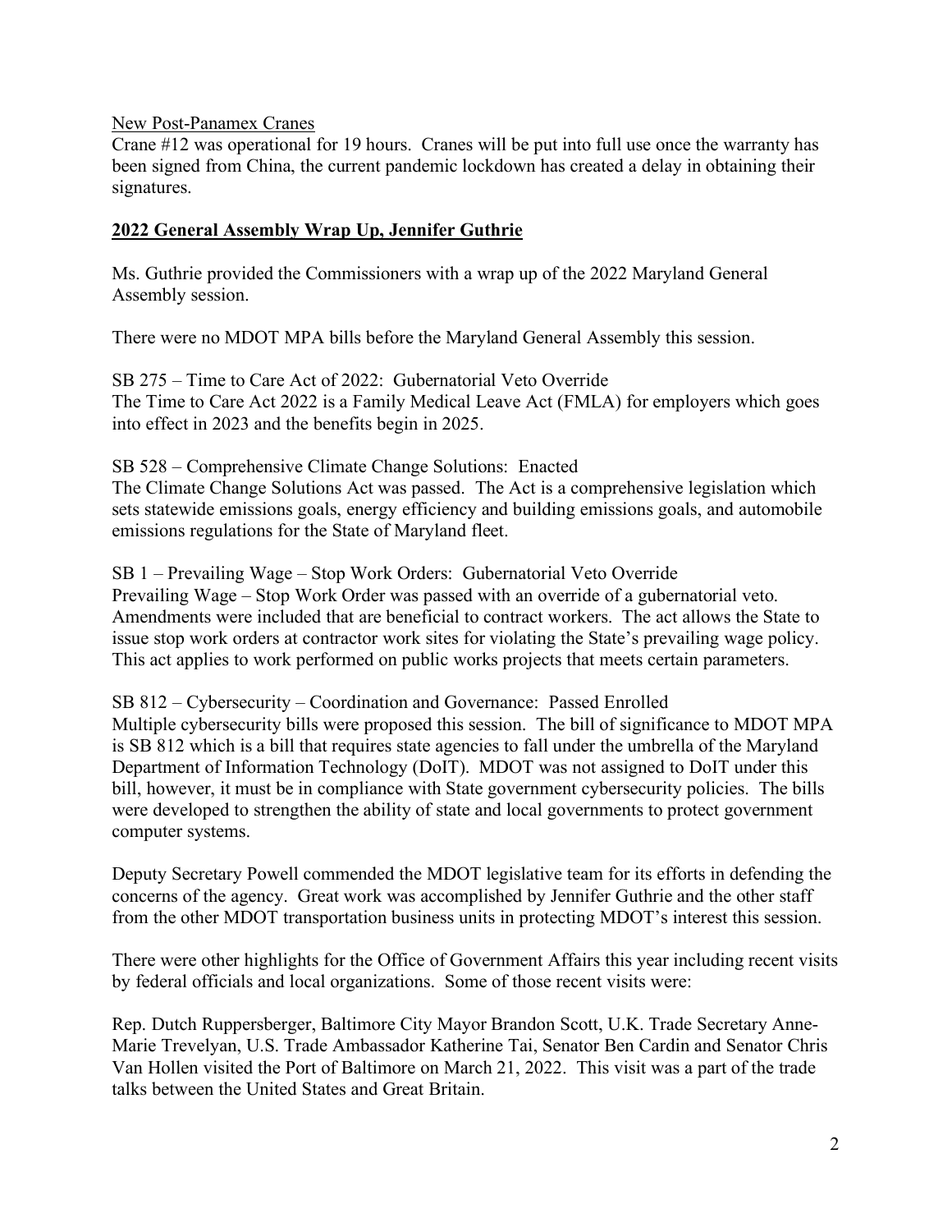<u>New Post-Panamex Cranes</u>

Crane #12 was operational for 19 hours. Cranes will be put into full use once the warranty has been signed from China, the current pandemic lockdown has created a delay in obtaining their signatures.

## <u>2022 General Assembly Wrap Up, Jennifer Guthrie</u>

Ms. Guthrie provided the Commissioners with a wrap up of the 2022 Maryland General Assembly session.

There were no MDOT MPA bills before the Maryland General Assembly this session.

SB 275 – Time to Care Act of 2022: Gubernatorial Veto Override
The Time to Care Act 2022 is a Family Medical Leave Act (FMLA) for employers which goes into effect in 2023 and the benefits begin in 2025.

SB 528 – Comprehensive Climate Change Solutions: Enacted
The Climate Change Solutions Act was passed. The Act is a comprehensive legislation which sets statewide emissions goals, energy efficiency and building emissions goals, and automobile emissions regulations for the State of Maryland fleet.

SB 1 – Prevailing Wage – Stop Work Orders: Gubernatorial Veto Override
Prevailing Wage – Stop Work Order was passed with an override of a gubernatorial veto. Amendments were included that are beneficial to contract workers. The act allows the State to issue stop work orders at contractor work sites for violating the State's prevailing wage policy. This act applies to work performed on public works projects that meets certain parameters.

SB 812 – Cybersecurity – Coordination and Governance: Passed Enrolled
Multiple cybersecurity bills were proposed this session. The bill of significance to MDOT MPA is SB 812 which is a bill that requires state agencies to fall under the umbrella of the Maryland Department of Information Technology (DoIT). MDOT was not assigned to DoIT under this bill, however, it must be in compliance with State government cybersecurity policies. The bills were developed to strengthen the ability of state and local governments to protect government computer systems.

Deputy Secretary Powell commended the MDOT legislative team for its efforts in defending the concerns of the agency. Great work was accomplished by Jennifer Guthrie and the other staff from the other MDOT transportation business units in protecting MDOT's interest this session.

There were other highlights for the Office of Government Affairs this year including recent visits by federal officials and local organizations. Some of those recent visits were:

Rep. Dutch Ruppersberger, Baltimore City Mayor Brandon Scott, U.K. Trade Secretary Anne-Marie Trevelyan, U.S. Trade Ambassador Katherine Tai, Senator Ben Cardin and Senator Chris Van Hollen visited the Port of Baltimore on March 21, 2022. This visit was a part of the trade talks between the United States and Great Britain.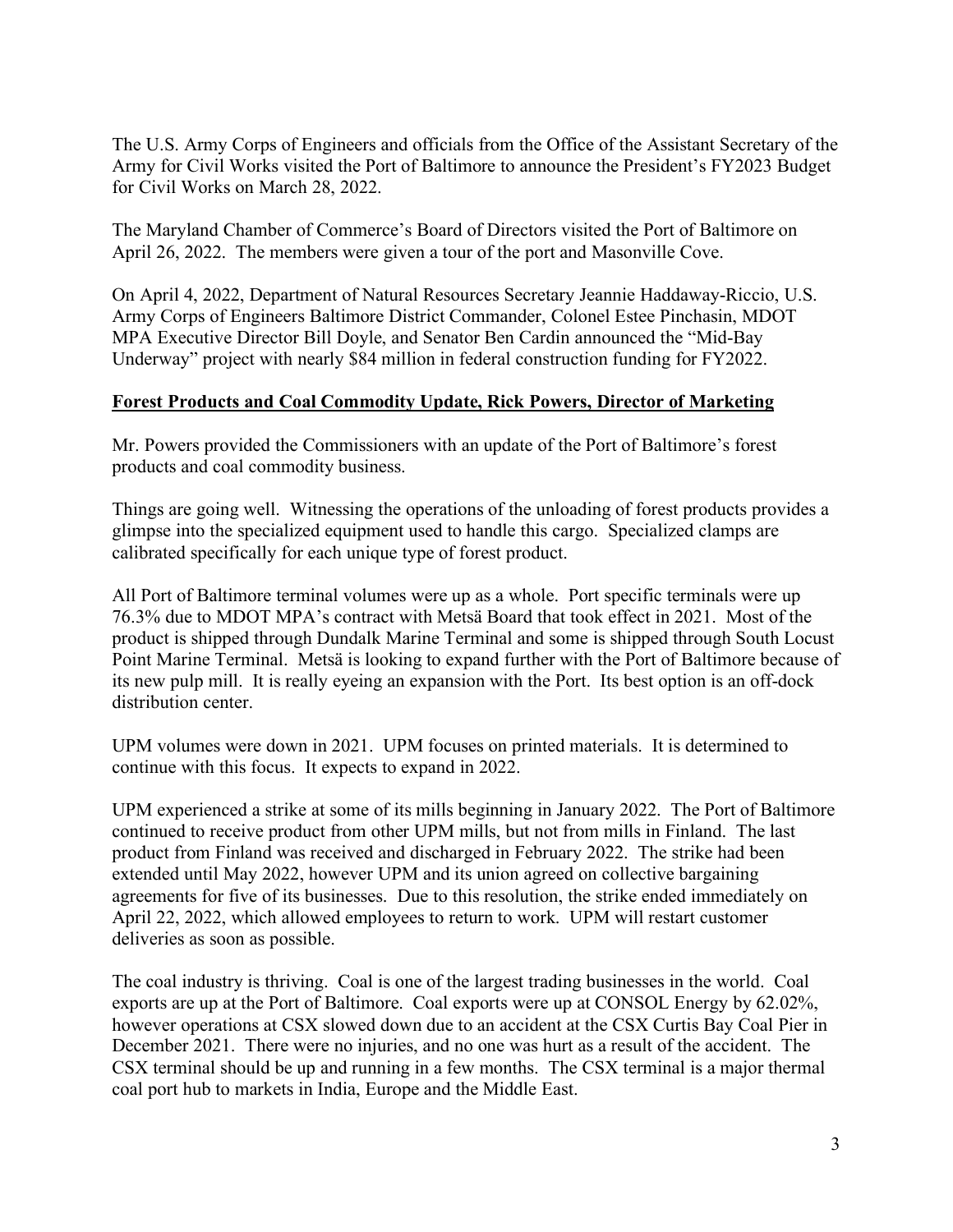The U.S. Army Corps of Engineers and officials from the Office of the Assistant Secretary of the Army for Civil Works visited the Port of Baltimore to announce the President's FY2023 Budget for Civil Works on March 28, 2022.

The Maryland Chamber of Commerce's Board of Directors visited the Port of Baltimore on April 26, 2022. The members were given a tour of the port and Masonville Cove.

On April 4, 2022, Department of Natural Resources Secretary Jeannie Haddaway-Riccio, U.S. Army Corps of Engineers Baltimore District Commander, Colonel Estee Pinchasin, MDOT MPA Executive Director Bill Doyle, and Senator Ben Cardin announced the "Mid-Bay Underway" project with nearly $84 million in federal construction funding for FY2022.

**Forest Products and Coal Commodity Update, Rick Powers, Director of Marketing**

Mr. Powers provided the Commissioners with an update of the Port of Baltimore's forest products and coal commodity business.

Things are going well. Witnessing the operations of the unloading of forest products provides a glimpse into the specialized equipment used to handle this cargo. Specialized clamps are calibrated specifically for each unique type of forest product.

All Port of Baltimore terminal volumes were up as a whole. Port specific terminals were up 76.3% due to MDOT MPA's contract with Metsä Board that took effect in 2021. Most of the product is shipped through Dundalk Marine Terminal and some is shipped through South Locust Point Marine Terminal. Metsä is looking to expand further with the Port of Baltimore because of its new pulp mill. It is really eyeing an expansion with the Port. Its best option is an off-dock distribution center.

UPM volumes were down in 2021. UPM focuses on printed materials. It is determined to continue with this focus. It expects to expand in 2022.

UPM experienced a strike at some of its mills beginning in January 2022. The Port of Baltimore continued to receive product from other UPM mills, but not from mills in Finland. The last product from Finland was received and discharged in February 2022. The strike had been extended until May 2022, however UPM and its union agreed on collective bargaining agreements for five of its businesses. Due to this resolution, the strike ended immediately on April 22, 2022, which allowed employees to return to work. UPM will restart customer deliveries as soon as possible.

The coal industry is thriving. Coal is one of the largest trading businesses in the world. Coal exports are up at the Port of Baltimore. Coal exports were up at CONSOL Energy by 62.02%, however operations at CSX slowed down due to an accident at the CSX Curtis Bay Coal Pier in December 2021. There were no injuries, and no one was hurt as a result of the accident. The CSX terminal should be up and running in a few months. The CSX terminal is a major thermal coal port hub to markets in India, Europe and the Middle East.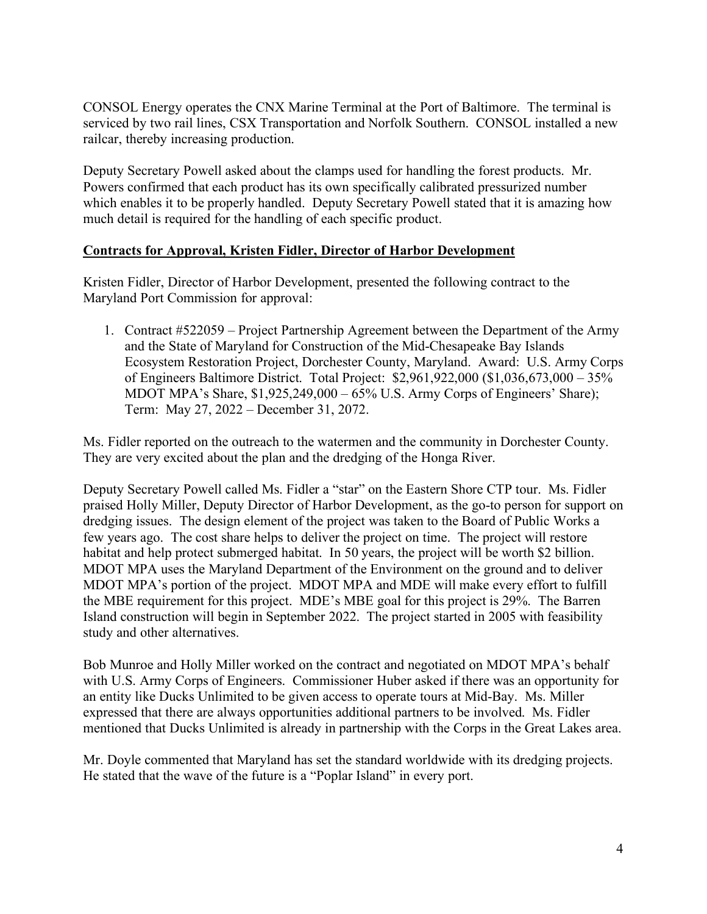CONSOL Energy operates the CNX Marine Terminal at the Port of Baltimore. The terminal is serviced by two rail lines, CSX Transportation and Norfolk Southern. CONSOL installed a new railcar, thereby increasing production.

Deputy Secretary Powell asked about the clamps used for handling the forest products. Mr. Powers confirmed that each product has its own specifically calibrated pressurized number which enables it to be properly handled. Deputy Secretary Powell stated that it is amazing how much detail is required for the handling of each specific product.

**Contracts for Approval, Kristen Fidler, Director of Harbor Development**

Kristen Fidler, Director of Harbor Development, presented the following contract to the Maryland Port Commission for approval:

1. Contract #522059 – Project Partnership Agreement between the Department of the Army and the State of Maryland for Construction of the Mid-Chesapeake Bay Islands Ecosystem Restoration Project, Dorchester County, Maryland. Award: U.S. Army Corps of Engineers Baltimore District. Total Project: $2,961,922,000 ($1,036,673,000 – 35% MDOT MPA's Share, $1,925,249,000 – 65% U.S. Army Corps of Engineers' Share); Term: May 27, 2022 – December 31, 2072.

Ms. Fidler reported on the outreach to the watermen and the community in Dorchester County. They are very excited about the plan and the dredging of the Honga River.

Deputy Secretary Powell called Ms. Fidler a "star" on the Eastern Shore CTP tour. Ms. Fidler praised Holly Miller, Deputy Director of Harbor Development, as the go-to person for support on dredging issues. The design element of the project was taken to the Board of Public Works a few years ago. The cost share helps to deliver the project on time. The project will restore habitat and help protect submerged habitat. In 50 years, the project will be worth $2 billion. MDOT MPA uses the Maryland Department of the Environment on the ground and to deliver MDOT MPA's portion of the project. MDOT MPA and MDE will make every effort to fulfill the MBE requirement for this project. MDE's MBE goal for this project is 29%. The Barren Island construction will begin in September 2022. The project started in 2005 with feasibility study and other alternatives.

Bob Munroe and Holly Miller worked on the contract and negotiated on MDOT MPA's behalf with U.S. Army Corps of Engineers. Commissioner Huber asked if there was an opportunity for an entity like Ducks Unlimited to be given access to operate tours at Mid-Bay. Ms. Miller expressed that there are always opportunities additional partners to be involved. Ms. Fidler mentioned that Ducks Unlimited is already in partnership with the Corps in the Great Lakes area.

Mr. Doyle commented that Maryland has set the standard worldwide with its dredging projects. He stated that the wave of the future is a "Poplar Island" in every port.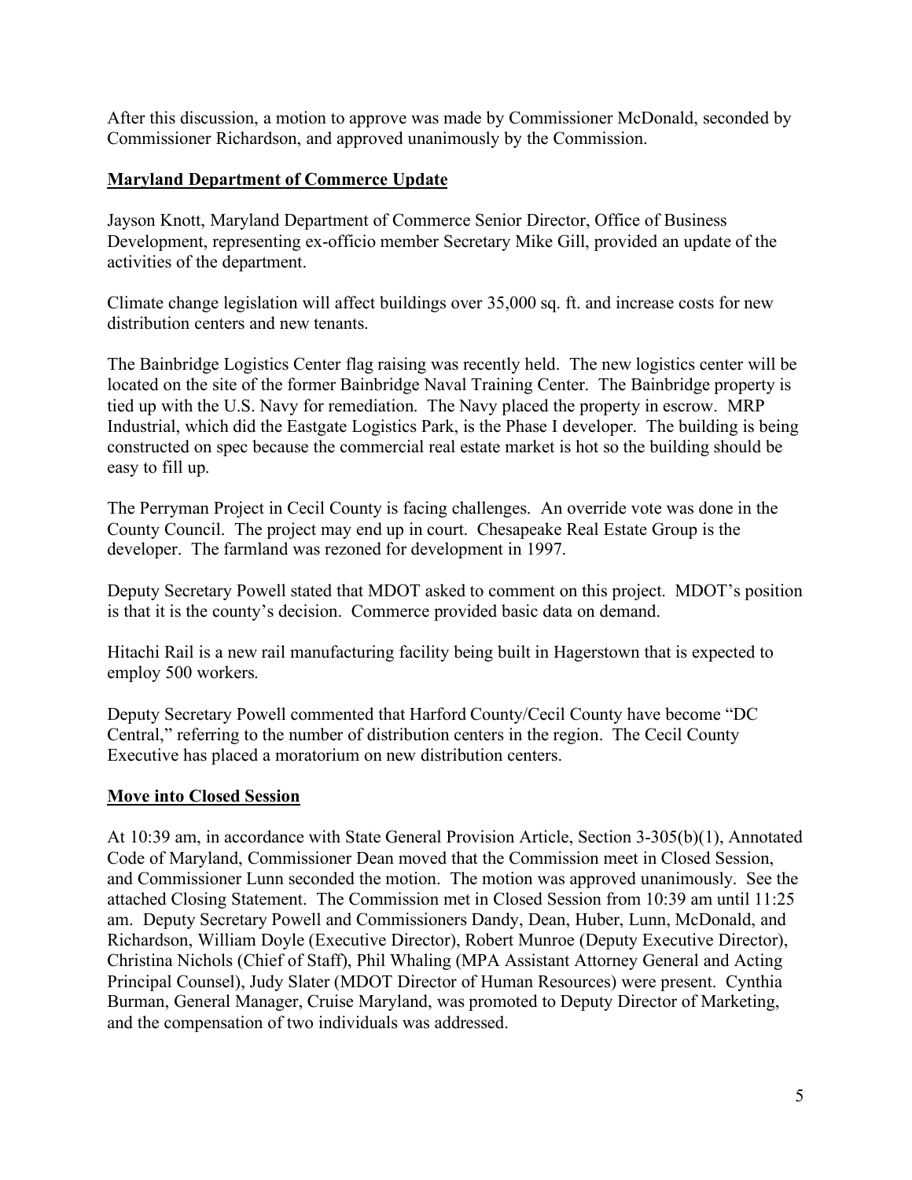After this discussion, a motion to approve was made by Commissioner McDonald, seconded by Commissioner Richardson, and approved unanimously by the Commission.

## Maryland Department of Commerce Update

Jayson Knott, Maryland Department of Commerce Senior Director, Office of Business Development, representing ex-officio member Secretary Mike Gill, provided an update of the activities of the department.

Climate change legislation will affect buildings over 35,000 sq. ft. and increase costs for new distribution centers and new tenants.

The Bainbridge Logistics Center flag raising was recently held. The new logistics center will be located on the site of the former Bainbridge Naval Training Center. The Bainbridge property is tied up with the U.S. Navy for remediation. The Navy placed the property in escrow. MRP Industrial, which did the Eastgate Logistics Park, is the Phase I developer. The building is being constructed on spec because the commercial real estate market is hot so the building should be easy to fill up.

The Perryman Project in Cecil County is facing challenges. An override vote was done in the County Council. The project may end up in court. Chesapeake Real Estate Group is the developer. The farmland was rezoned for development in 1997.

Deputy Secretary Powell stated that MDOT asked to comment on this project. MDOT's position is that it is the county's decision. Commerce provided basic data on demand.

Hitachi Rail is a new rail manufacturing facility being built in Hagerstown that is expected to employ 500 workers.

Deputy Secretary Powell commented that Harford County/Cecil County have become "DC Central," referring to the number of distribution centers in the region. The Cecil County Executive has placed a moratorium on new distribution centers.

## Move into Closed Session

At 10:39 am, in accordance with State General Provision Article, Section 3-305(b)(1), Annotated Code of Maryland, Commissioner Dean moved that the Commission meet in Closed Session, and Commissioner Lunn seconded the motion. The motion was approved unanimously. See the attached Closing Statement. The Commission met in Closed Session from 10:39 am until 11:25 am. Deputy Secretary Powell and Commissioners Dandy, Dean, Huber, Lunn, McDonald, and Richardson, William Doyle (Executive Director), Robert Munroe (Deputy Executive Director), Christina Nichols (Chief of Staff), Phil Whaling (MPA Assistant Attorney General and Acting Principal Counsel), Judy Slater (MDOT Director of Human Resources) were present. Cynthia Burman, General Manager, Cruise Maryland, was promoted to Deputy Director of Marketing, and the compensation of two individuals was addressed.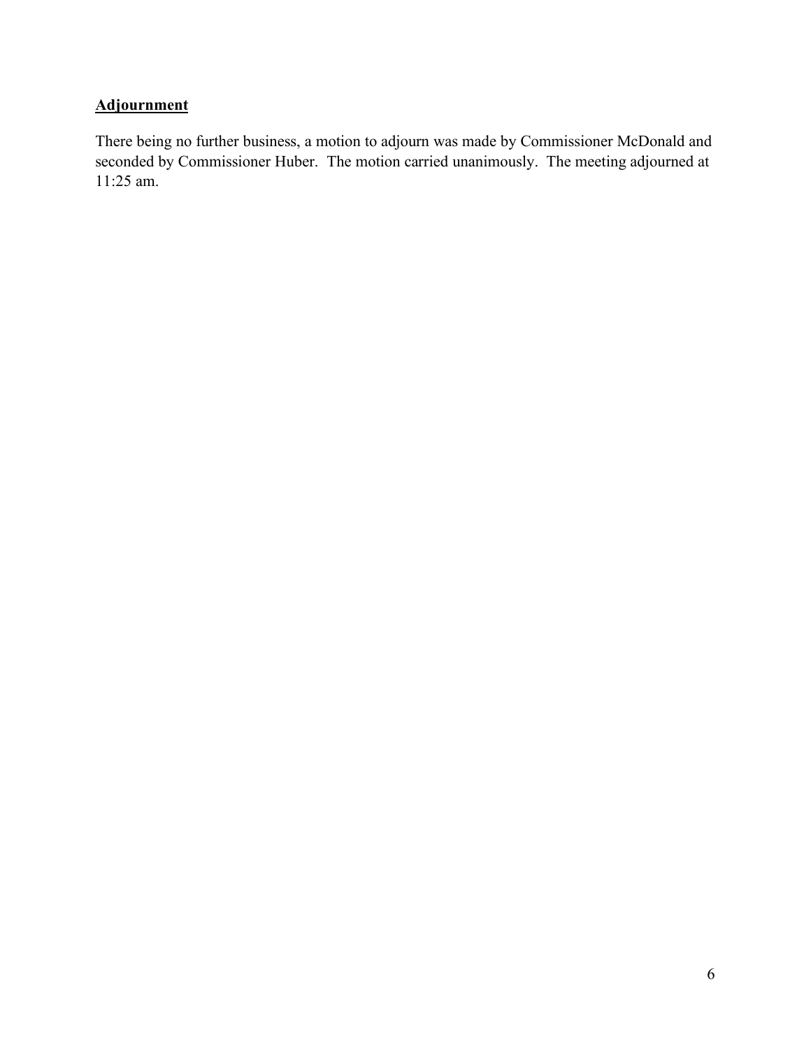**Adjournment**

There being no further business, a motion to adjourn was made by Commissioner McDonald and seconded by Commissioner Huber. The motion carried unanimously. The meeting adjourned at 11:25 am.